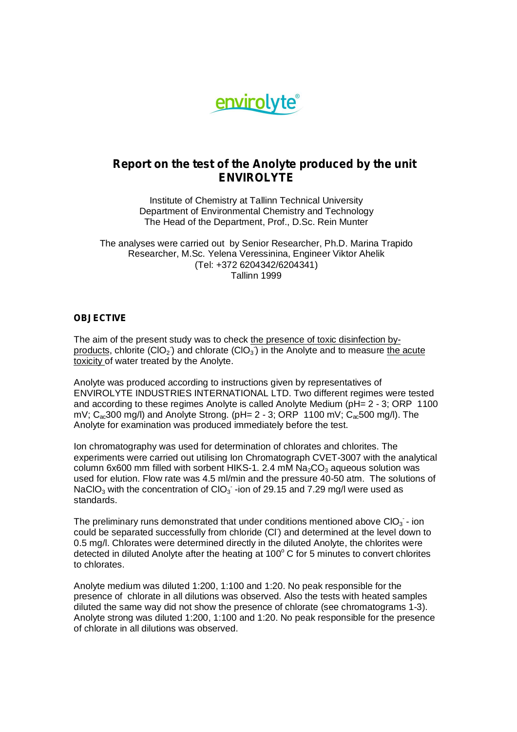envirolyte®

# Report on the test of the Anolyte produced by the unit ENVIROLYTE

Institute of Chemistry at Tallinn Technical University
Department of Environmental Chemistry and Technology
The Head of the Department, Prof., D.Sc. Rein Munter

The analyses were carried out by Senior Researcher, Ph.D. Marina Trapido
Researcher, M.Sc. Yelena Veressinina, Engineer Viktor Ahelik
(Tel: +372 6204342/6204341)
Tallinn 1999

## OBJECTIVE

The aim of the present study was to check the presence of toxic disinfection by-products, chlorite ($ClO_2^-$) and chlorate ($ClO_3^-$) in the Anolyte and to measure the acute toxicity of water treated by the Anolyte.

Anolyte was produced according to instructions given by representatives of ENVIROLYTE INDUSTRIES INTERNATIONAL LTD. Two different regimes were tested and according to these regimes Anolyte is called Anolyte Medium (pH= 2 - 3; ORP 1100 mV; $C_{ac}$300 mg/l) and Anolyte Strong. (pH= 2 - 3; ORP 1100 mV; $C_{ac}$500 mg/l). The Anolyte for examination was produced immediately before the test.

Ion chromatography was used for determination of chlorates and chlorites. The experiments were carried out utilising Ion Chromatograph CVET-3007 with the analytical column 6x600 mm filled with sorbent HIKS-1. 2.4 mM $Na_2CO_3$ aqueous solution was used for elution. Flow rate was 4.5 ml/min and the pressure 40-50 atm. The solutions of $NaClO_3$ with the concentration of $ClO_3^-$ -ion of 29.15 and 7.29 mg/l were used as standards.

The preliminary runs demonstrated that under conditions mentioned above $ClO_3^-$ - ion could be separated successfully from chloride ($Cl^-$) and determined at the level down to 0.5 mg/l. Chlorates were determined directly in the diluted Anolyte, the chlorites were detected in diluted Anolyte after the heating at 100$^o$ C for 5 minutes to convert chlorites to chlorates.

Anolyte medium was diluted 1:200, 1:100 and 1:20. No peak responsible for the presence of chlorate in all dilutions was observed. Also the tests with heated samples diluted the same way did not show the presence of chlorate (see chromatograms 1-3). Anolyte strong was diluted 1:200, 1:100 and 1:20. No peak responsible for the presence of chlorate in all dilutions was observed.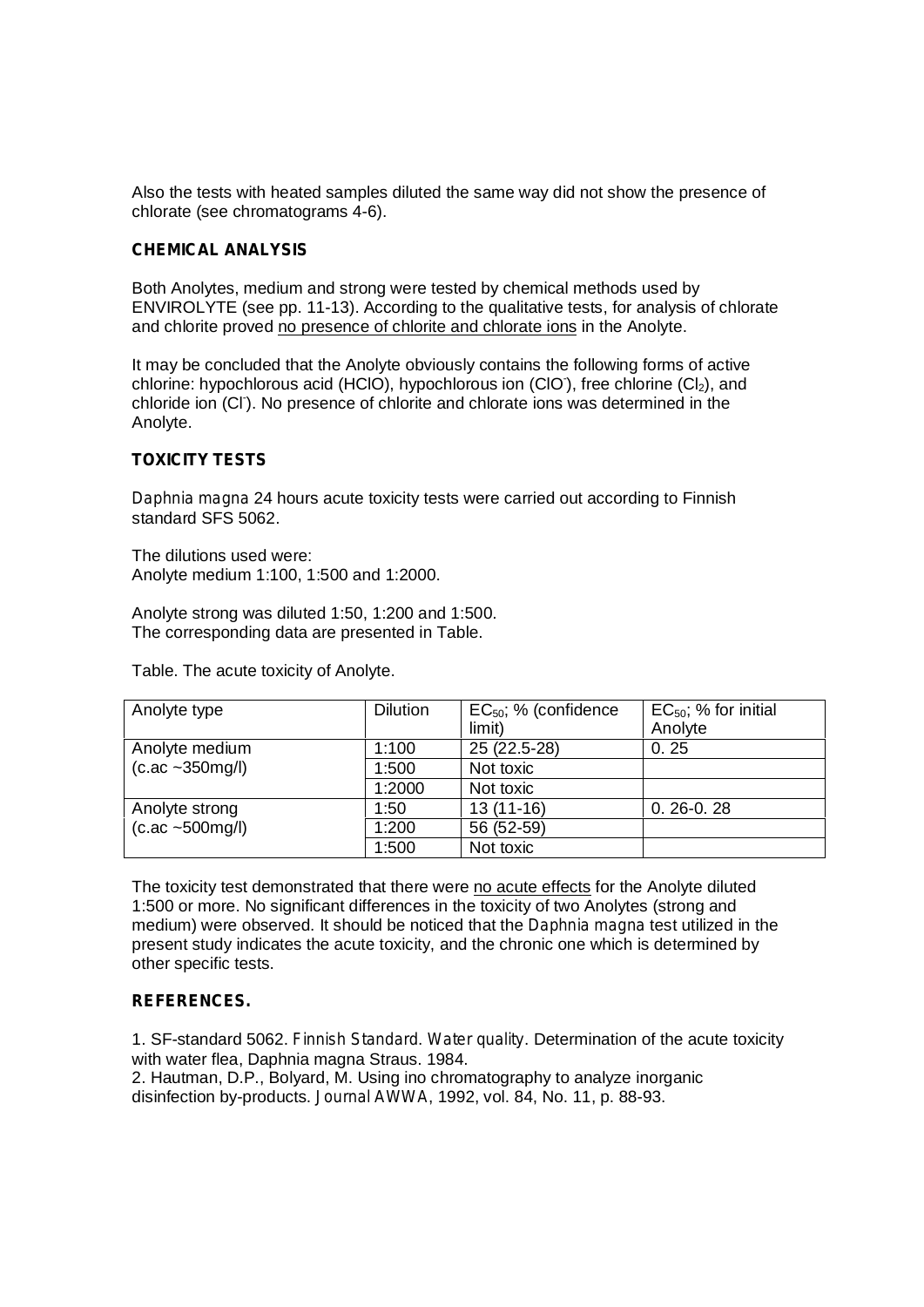Also the tests with heated samples diluted the same way did not show the presence of chlorate (see chromatograms 4-6).

**CHEMICAL ANALYSIS**

Both Anolytes, medium and strong were tested by chemical methods used by ENVIROLYTE (see pp. 11-13). According to the qualitative tests, for analysis of chlorate and chlorite proved no presence of chlorite and chlorate ions in the Anolyte.

It may be concluded that the Anolyte obviously contains the following forms of active chlorine: hypochlorous acid (HClO), hypochlorous ion ($ClO^-$), free chlorine ($Cl_2$), and chloride ion ($Cl^-$). No presence of chlorite and chlorate ions was determined in the Anolyte.

**TOXICITY TESTS**

*Daphnia magna* 24 hours acute toxicity tests were carried out according to Finnish standard SFS 5062.

The dilutions used were:
Anolyte medium 1:100, 1:500 and 1:2000.

Anolyte strong was diluted 1:50, 1:200 and 1:500.
The corresponding data are presented in Table.

Table. The acute toxicity of Anolyte.

| Anolyte type | Dilution | $EC_{50}$; % (confidence limit) | $EC_{50}$; % for initial Anolyte |
|---|---|---|---|
| Anolyte medium (c.ac ~350mg/l) | 1:100 | 25 (22.5-28) | 0. 25 |
| | 1:500 | Not toxic | |
| | 1:2000 | Not toxic | |
| Anolyte strong (c.ac ~500mg/l) | 1:50 | 13 (11-16) | 0. 26-0. 28 |
| | 1:200 | 56 (52-59) | |
| | 1:500 | Not toxic | |

The toxicity test demonstrated that there were no acute effects for the Anolyte diluted 1:500 or more. No significant differences in the toxicity of two Anolytes (strong and medium) were observed. It should be noticed that the *Daphnia magna* test utilized in the present study indicates the acute toxicity, and the chronic one which is determined by other specific tests.

**REFERENCES.**

1. SF-standard 5062. *Finnish Standard. Water quality*. Determination of the acute toxicity with water flea, Daphnia magna Straus. 1984.
2. Hautman, D.P., Bolyard, M. Using ino chromatography to analyze inorganic disinfection by-products. *Journal AWWA*, 1992, vol. 84, No. 11, p. 88-93.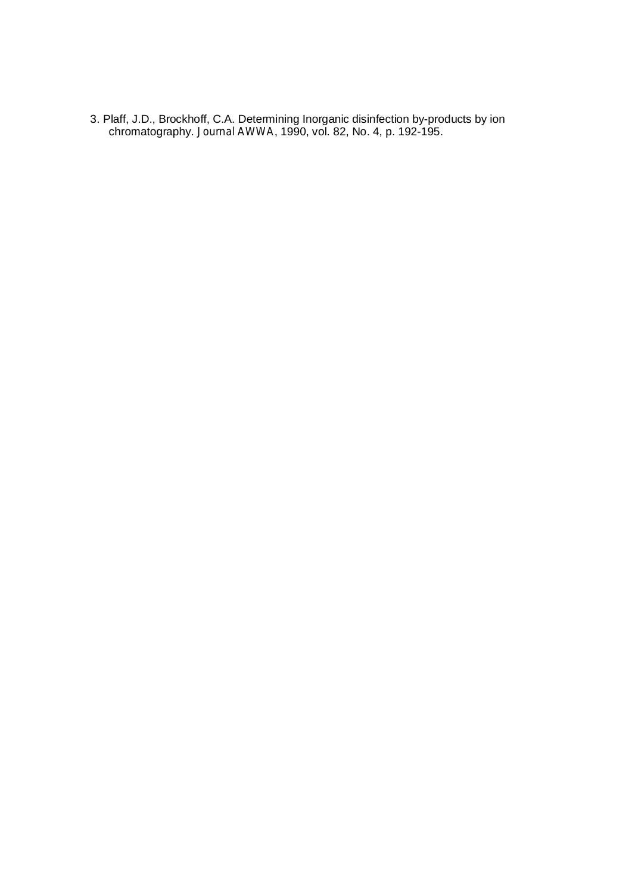3. Plaff, J.D., Brockhoff, C.A. Determining Inorganic disinfection by-products by ion chromatography. *Journal AWWA*, 1990, vol. 82, No. 4, p. 192-195.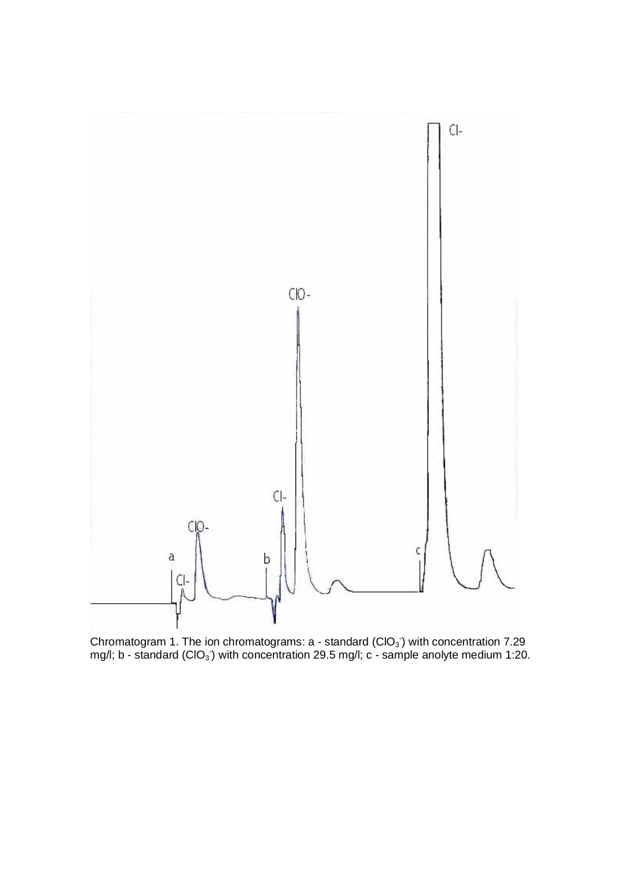Chromatogram 1. The ion chromatograms: a - standard ($ClO_3^-$) with concentration 7.29 mg/l; b - standard ($ClO_3^-$) with concentration 29.5 mg/l; c - sample anolyte medium 1:20.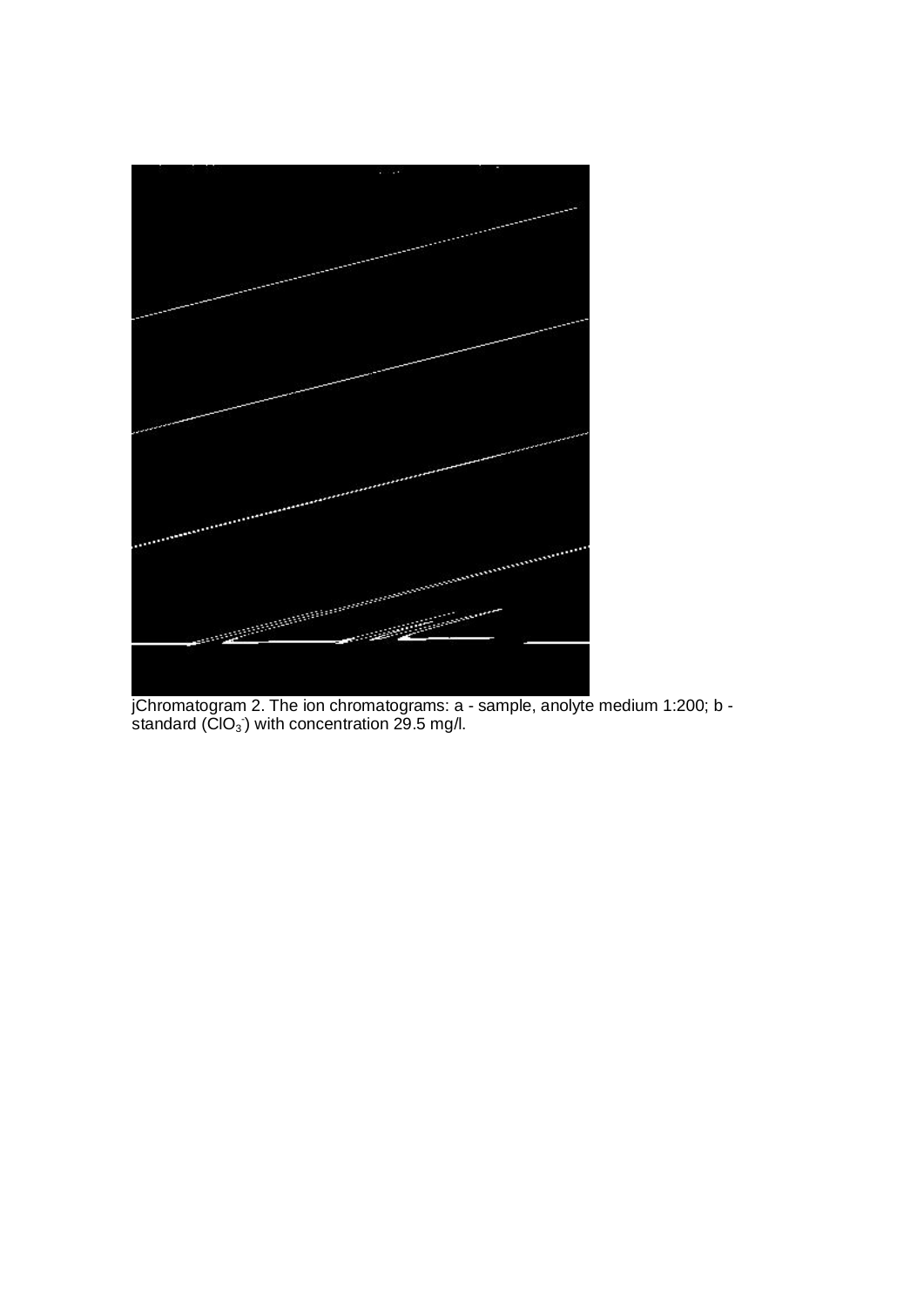jChromatogram 2. The ion chromatograms: a - sample, anolyte medium 1:200; b - standard ($ClO_3^-$) with concentration 29.5 mg/l.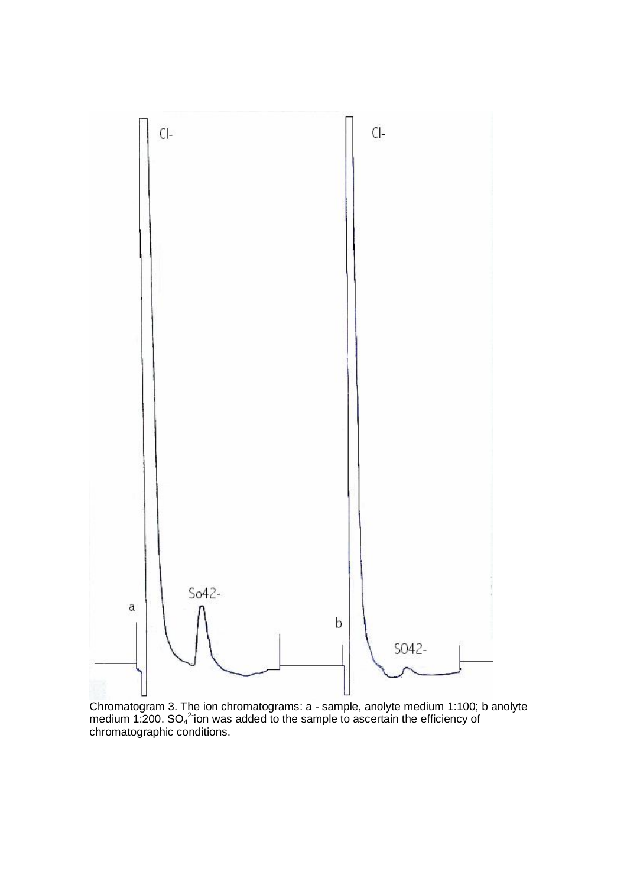Chromatogram 3. The ion chromatograms: a - sample, anolyte medium 1:100; b anolyte medium 1:200. $SO_4^{2-}$ ion was added to the sample to ascertain the efficiency of chromatographic conditions.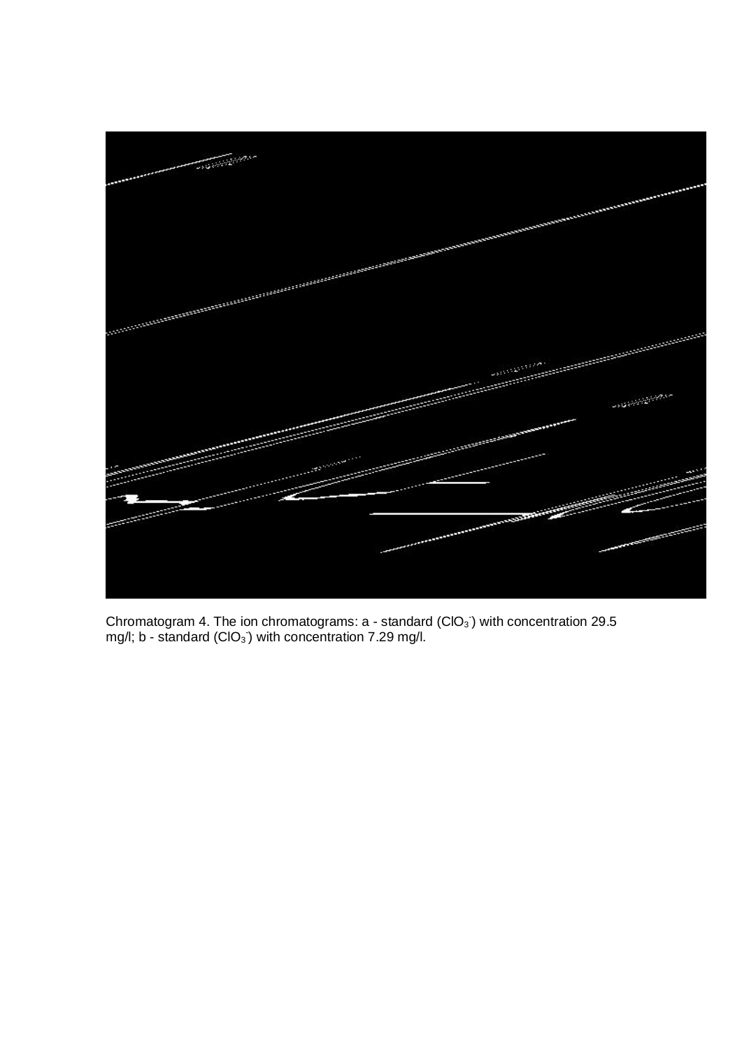Chromatogram 4. The ion chromatograms: a - standard ($ClO_3^-$) with concentration 29.5 mg/l; b - standard ($ClO_3^-$) with concentration 7.29 mg/l.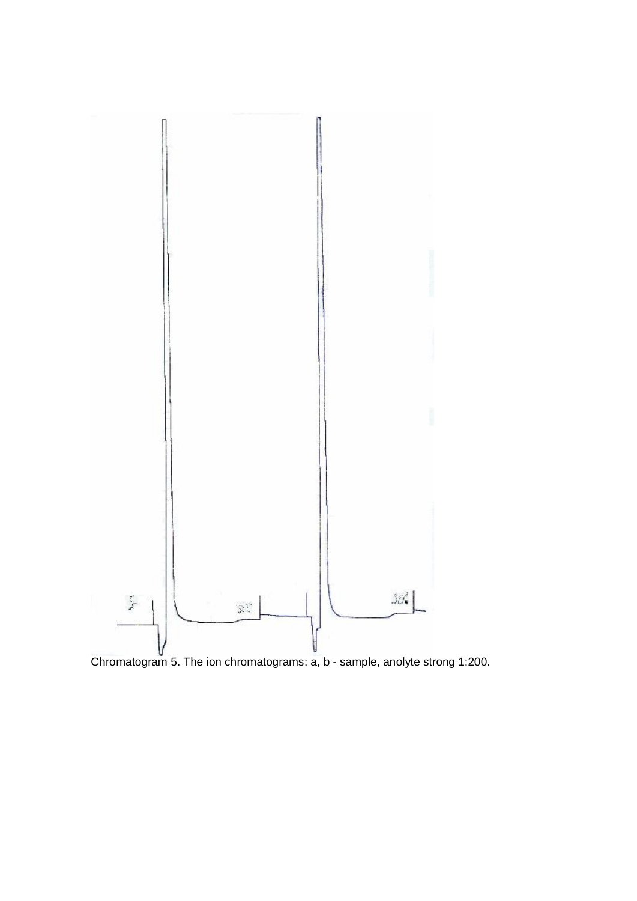Chromatogram 5. The ion chromatograms: a, b - sample, anolyte strong 1:200.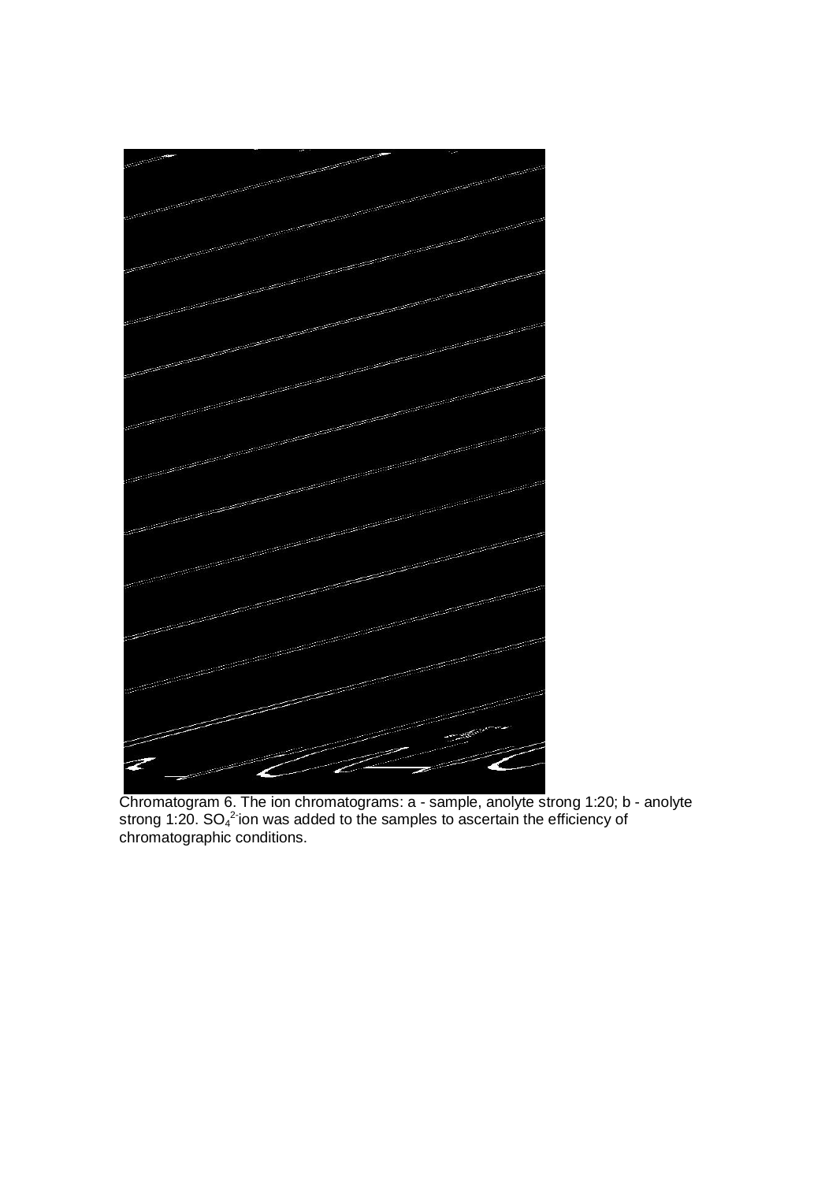Chromatogram 6. The ion chromatograms: a - sample, anolyte strong 1:20; b - anolyte strong 1:20. $SO_4^{2-}$ ion was added to the samples to ascertain the efficiency of chromatographic conditions.